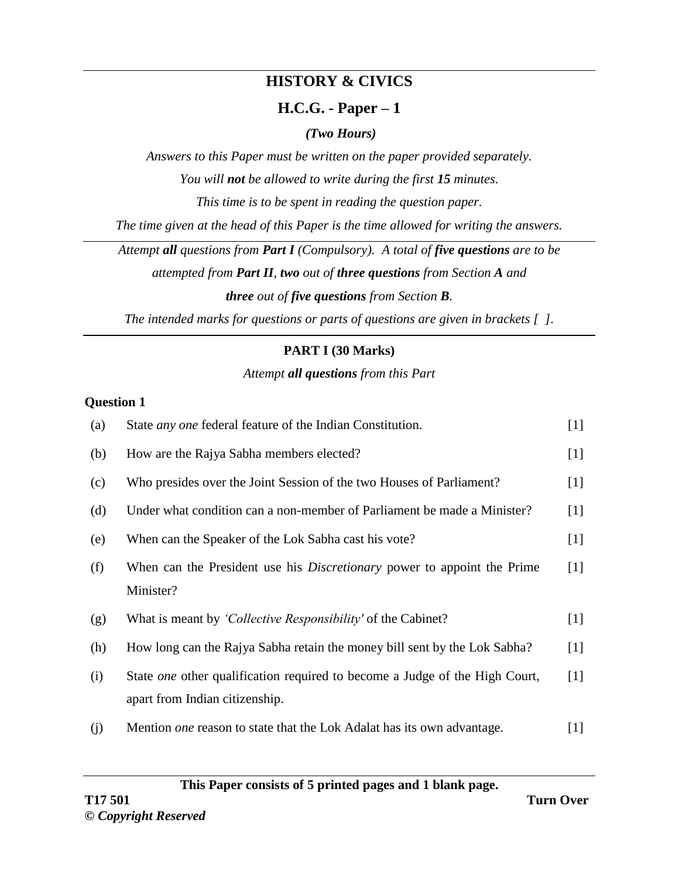# HISTORY & CIVICS

## H.C.G. - Paper – 1

***(Two Hours)***

*Answers to this Paper must be written on the paper provided separately.*

*You will **not** be allowed to write during the first **15** minutes.*

*This time is to be spent in reading the question paper.*

*The time given at the head of this Paper is the time allowed for writing the answers.*

---

*Attempt **all** questions from **Part I** (Compulsory). A total of **five questions** are to be attempted from **Part II**, **two** out of **three questions** from Section **A** and **three** out of **five questions** from Section **B**.*

*The intended marks for questions or parts of questions are given in brackets [ ].*

---

### PART I (30 Marks)

*Attempt **all questions** from this Part*

**Question 1**

(a) State *any one* federal feature of the Indian Constitution. [1]

(b) How are the Rajya Sabha members elected? [1]

(c) Who presides over the Joint Session of the two Houses of Parliament? [1]

(d) Under what condition can a non-member of Parliament be made a Minister? [1]

(e) When can the Speaker of the Lok Sabha cast his vote? [1]

(f) When can the President use his *Discretionary* power to appoint the Prime Minister? [1]

(g) What is meant by *'Collective Responsibility'* of the Cabinet? [1]

(h) How long can the Rajya Sabha retain the money bill sent by the Lok Sabha? [1]

(i) State *one* other qualification required to become a Judge of the High Court, apart from Indian citizenship. [1]

(j) Mention *one* reason to state that the Lok Adalat has its own advantage. [1]

**This Paper consists of 5 printed pages and 1 blank page.**

T17 501

© *Copyright Reserved*

Turn Over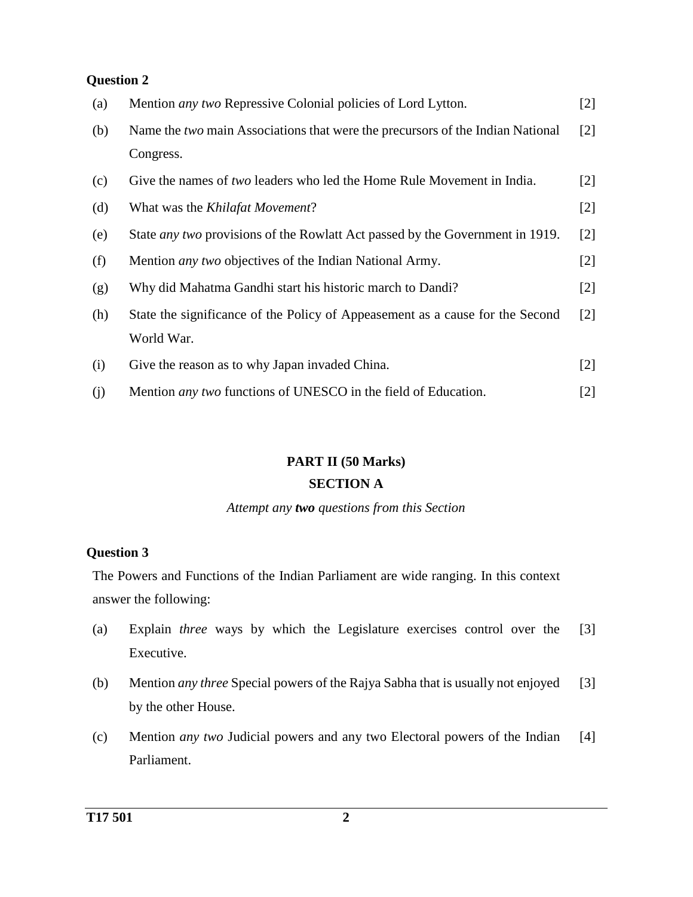**Question 2**

(a) Mention *any two* Repressive Colonial policies of Lord Lytton. [2]

(b) Name the *two* main Associations that were the precursors of the Indian National Congress. [2]

(c) Give the names of *two* leaders who led the Home Rule Movement in India. [2]

(d) What was the *Khilafat Movement*? [2]

(e) State *any two* provisions of the Rowlatt Act passed by the Government in 1919. [2]

(f) Mention *any two* objectives of the Indian National Army. [2]

(g) Why did Mahatma Gandhi start his historic march to Dandi? [2]

(h) State the significance of the Policy of Appeasement as a cause for the Second World War. [2]

(i) Give the reason as to why Japan invaded China. [2]

(j) Mention *any two* functions of UNESCO in the field of Education. [2]

## PART II (50 Marks)

## SECTION A

*Attempt any* ***two*** *questions from this Section*

**Question 3**

The Powers and Functions of the Indian Parliament are wide ranging. In this context answer the following:

(a) Explain *three* ways by which the Legislature exercises control over the Executive. [3]

(b) Mention *any three* Special powers of the Rajya Sabha that is usually not enjoyed by the other House. [3]

(c) Mention *any two* Judicial powers and any two Electoral powers of the Indian Parliament. [4]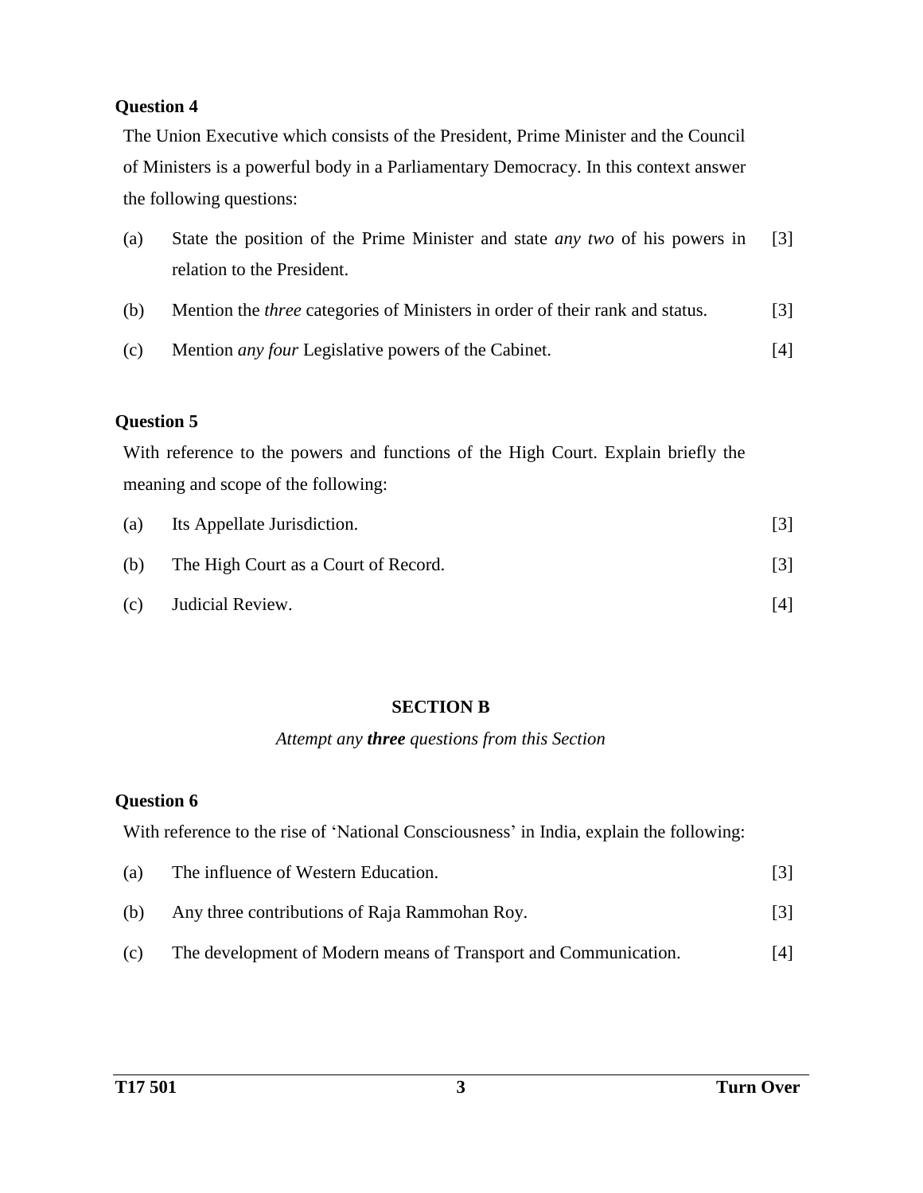**Question 4**

The Union Executive which consists of the President, Prime Minister and the Council of Ministers is a powerful body in a Parliamentary Democracy. In this context answer the following questions:

(a) State the position of the Prime Minister and state *any two* of his powers in relation to the President. [3]

(b) Mention the *three* categories of Ministers in order of their rank and status. [3]

(c) Mention *any four* Legislative powers of the Cabinet. [4]

**Question 5**

With reference to the powers and functions of the High Court. Explain briefly the meaning and scope of the following:

(a) Its Appellate Jurisdiction. [3]

(b) The High Court as a Court of Record. [3]

(c) Judicial Review. [4]

## SECTION B

*Attempt any* ***three*** *questions from this Section*

**Question 6**

With reference to the rise of 'National Consciousness' in India, explain the following:

(a) The influence of Western Education. [3]

(b) Any three contributions of Raja Rammohan Roy. [3]

(c) The development of Modern means of Transport and Communication. [4]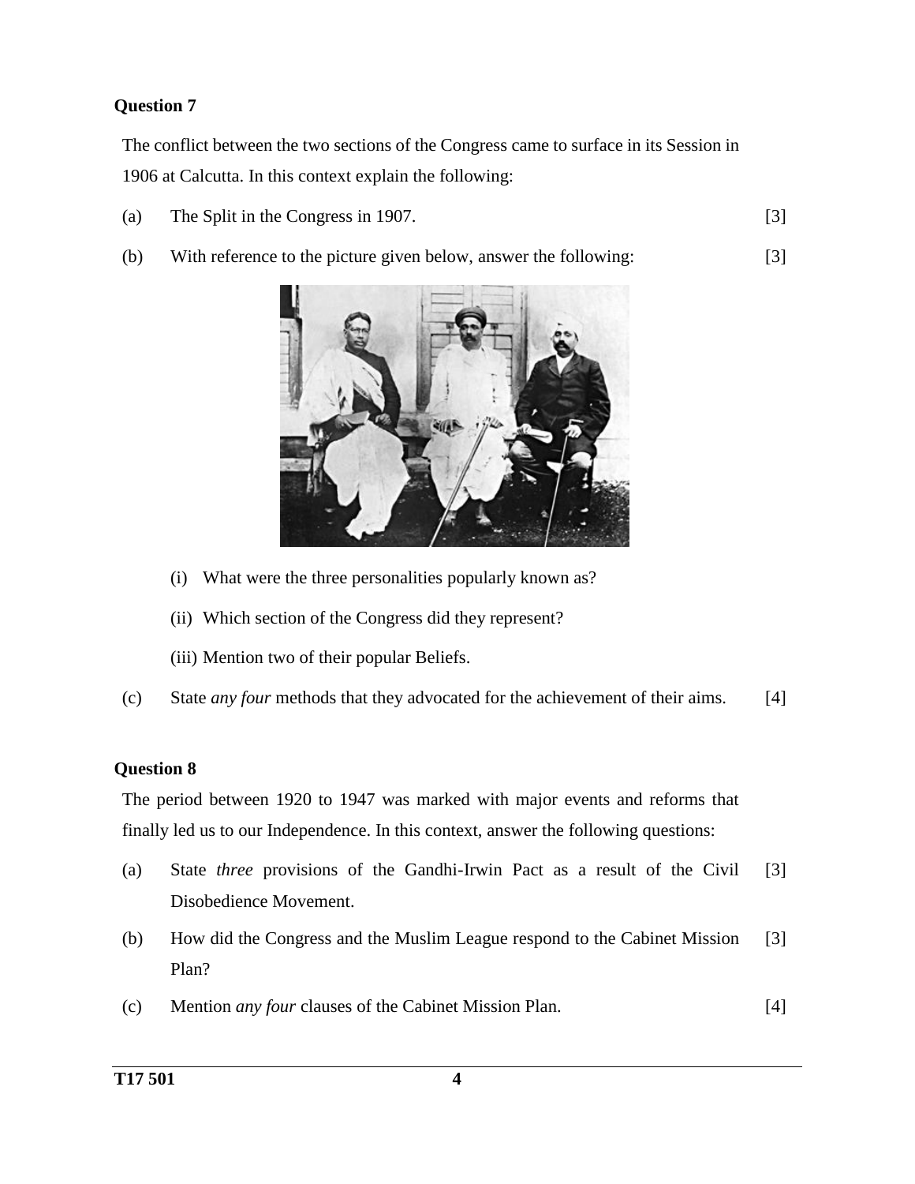**Question 7**

The conflict between the two sections of the Congress came to surface in its Session in 1906 at Calcutta. In this context explain the following:

(a) The Split in the Congress in 1907. [3]

(b) With reference to the picture given below, answer the following: [3]

(i) What were the three personalities popularly known as?

(ii) Which section of the Congress did they represent?

(iii) Mention two of their popular Beliefs.

(c) State *any four* methods that they advocated for the achievement of their aims. [4]

**Question 8**

The period between 1920 to 1947 was marked with major events and reforms that finally led us to our Independence. In this context, answer the following questions:

(a) State *three* provisions of the Gandhi-Irwin Pact as a result of the Civil Disobedience Movement. [3]

(b) How did the Congress and the Muslim League respond to the Cabinet Mission Plan? [3]

(c) Mention *any four* clauses of the Cabinet Mission Plan. [4]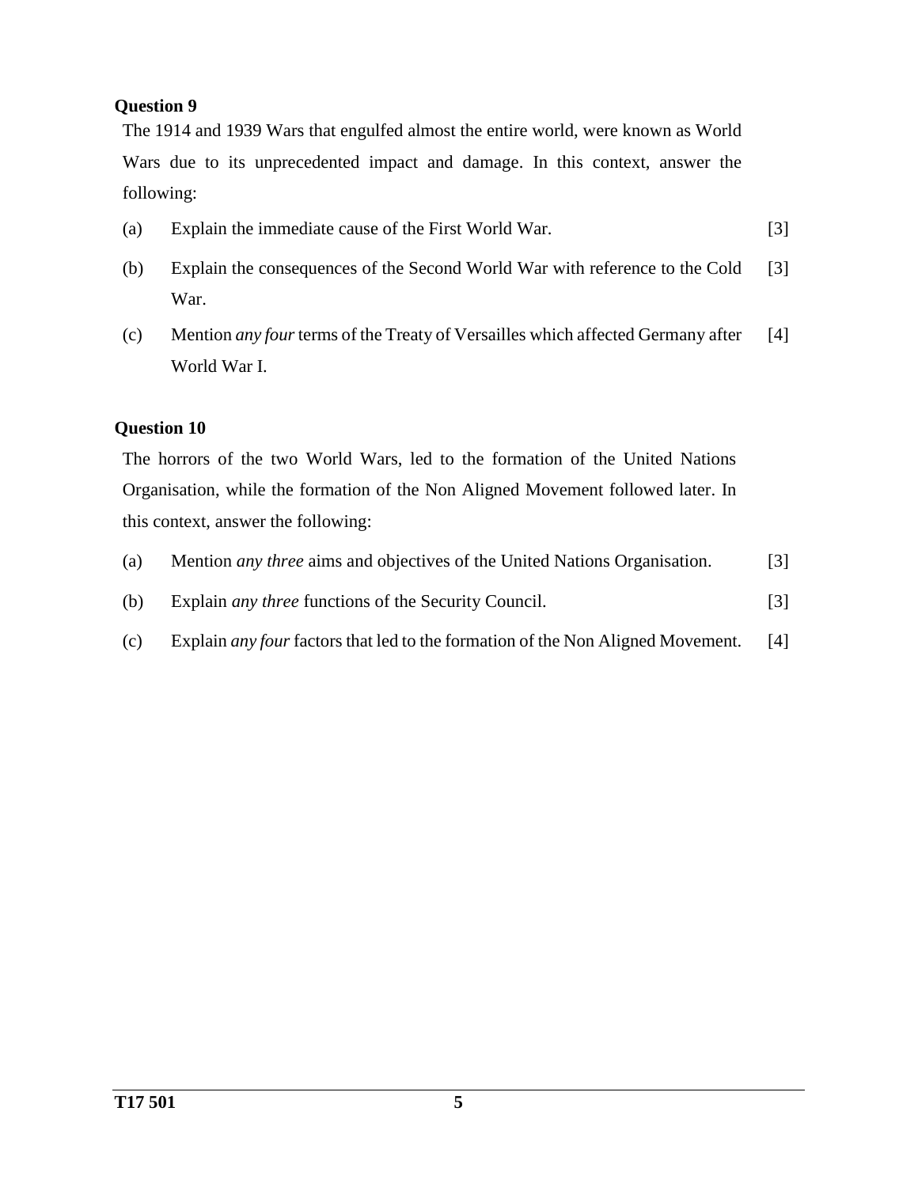**Question 9**

The 1914 and 1939 Wars that engulfed almost the entire world, were known as World Wars due to its unprecedented impact and damage. In this context, answer the following:

(a) Explain the immediate cause of the First World War. [3]

(b) Explain the consequences of the Second World War with reference to the Cold War. [3]

(c) Mention *any four* terms of the Treaty of Versailles which affected Germany after World War I. [4]

**Question 10**

The horrors of the two World Wars, led to the formation of the United Nations Organisation, while the formation of the Non Aligned Movement followed later. In this context, answer the following:

(a) Mention *any three* aims and objectives of the United Nations Organisation. [3]

(b) Explain *any three* functions of the Security Council. [3]

(c) Explain *any four* factors that led to the formation of the Non Aligned Movement. [4]